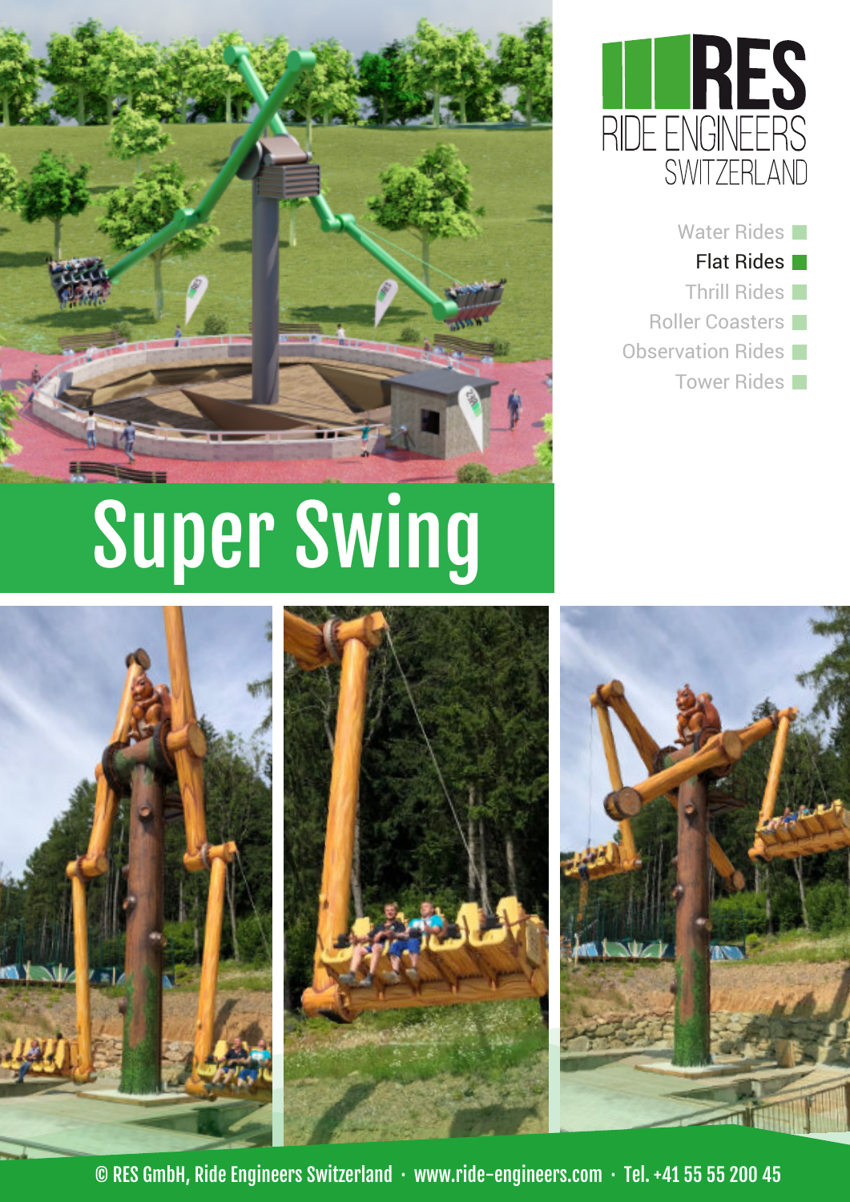RES
RIDE ENGINEERS
SWITZERLAND

- Water Rides
- Flat Rides
- Thrill Rides
- Roller Coasters
- Observation Rides
- Tower Rides

# Super Swing

© RES GmbH, Ride Engineers Switzerland · www.ride-engineers.com · Tel. +41 55 55 200 45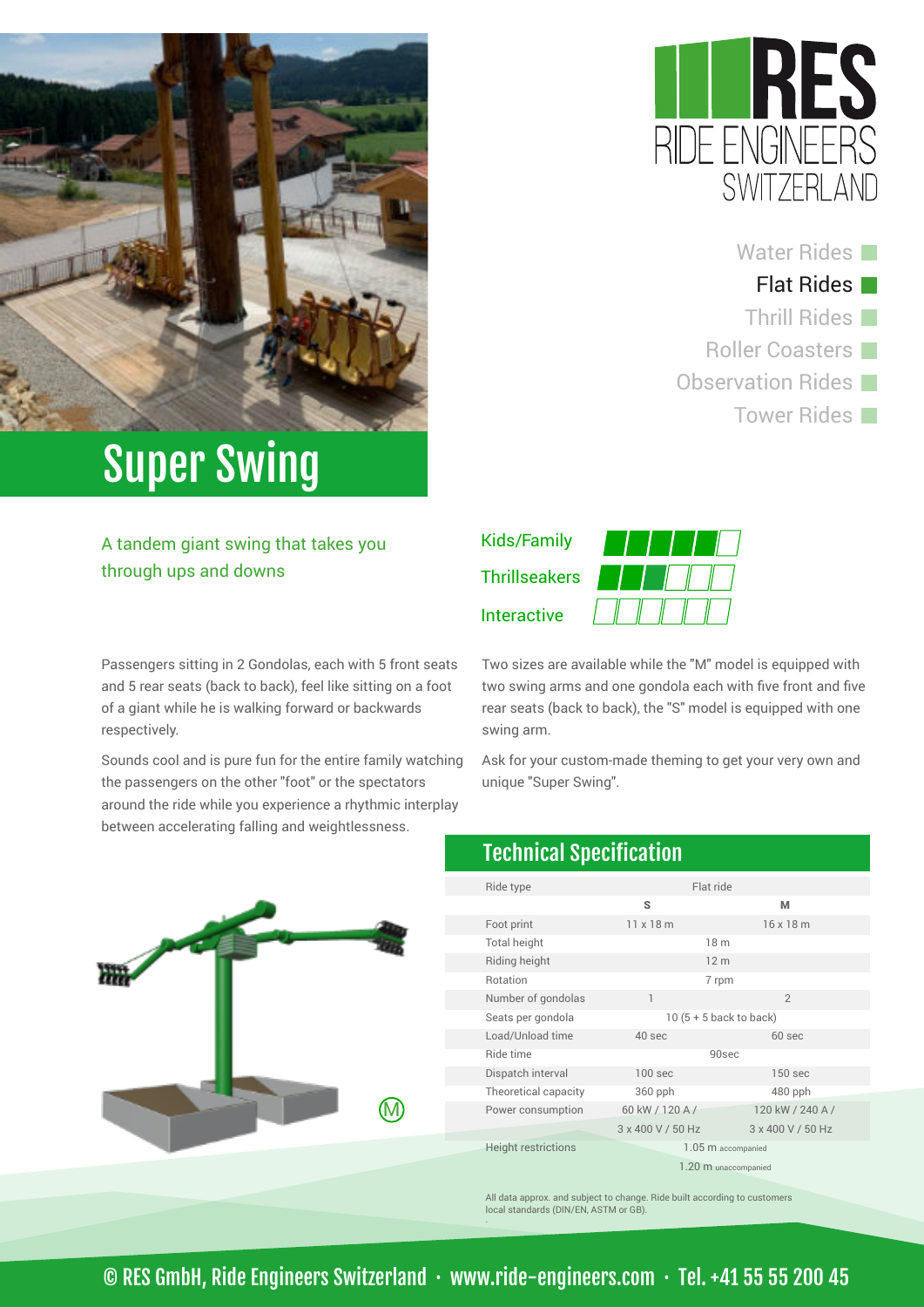RES
RIDE ENGINEERS
SWITZERLAND

Water Rides
Flat Rides
Thrill Rides
Roller Coasters
Observation Rides
Tower Rides

# Super Swing

A tandem giant swing that takes you through ups and downs

Kids/Family
Thrillseakers
Interactive

Passengers sitting in 2 Gondolas, each with 5 front seats and 5 rear seats (back to back), feel like sitting on a foot of a giant while he is walking forward or backwards respectively.

Sounds cool and is pure fun for the entire family watching the passengers on the other "foot" or the spectators around the ride while you experience a rhythmic interplay between accelerating falling and weightlessness.

Two sizes are available while the "M" model is equipped with two swing arms and one gondola each with five front and five rear seats (back to back), the "S" model is equipped with one swing arm.

Ask for your custom-made theming to get your very own and unique "Super Swing".

M

## Technical Specification

| | | |
|---|---|---|
| Ride type | Flat ride | |
| | S | M |
| Foot print | 11 x 18 m | 16 x 18 m |
| Total height | 18 m | |
| Riding height | 12 m | |
| Rotation | 7 rpm | |
| Number of gondolas | 1 | 2 |
| Seats per gondola | 10 (5 + 5 back to back) | |
| Load/Unload time | 40 sec | 60 sec |
| Ride time | 90sec | |
| Dispatch interval | 100 sec | 150 sec |
| Theoretical capacity | 360 pph | 480 pph |
| Power consumption | 60 kW / 120 A / 3 x 400 V / 50 Hz | 120 kW / 240 A / 3 x 400 V / 50 Hz |
| Height restrictions | 1.05 m accompanied<br>1.20 m unaccompanied | |

All data approx. and subject to change. Ride built according to customers local standards (DIN/EN, ASTM or GB).

© RES GmbH, Ride Engineers Switzerland · www.ride-engineers.com · Tel. +41 55 55 200 45